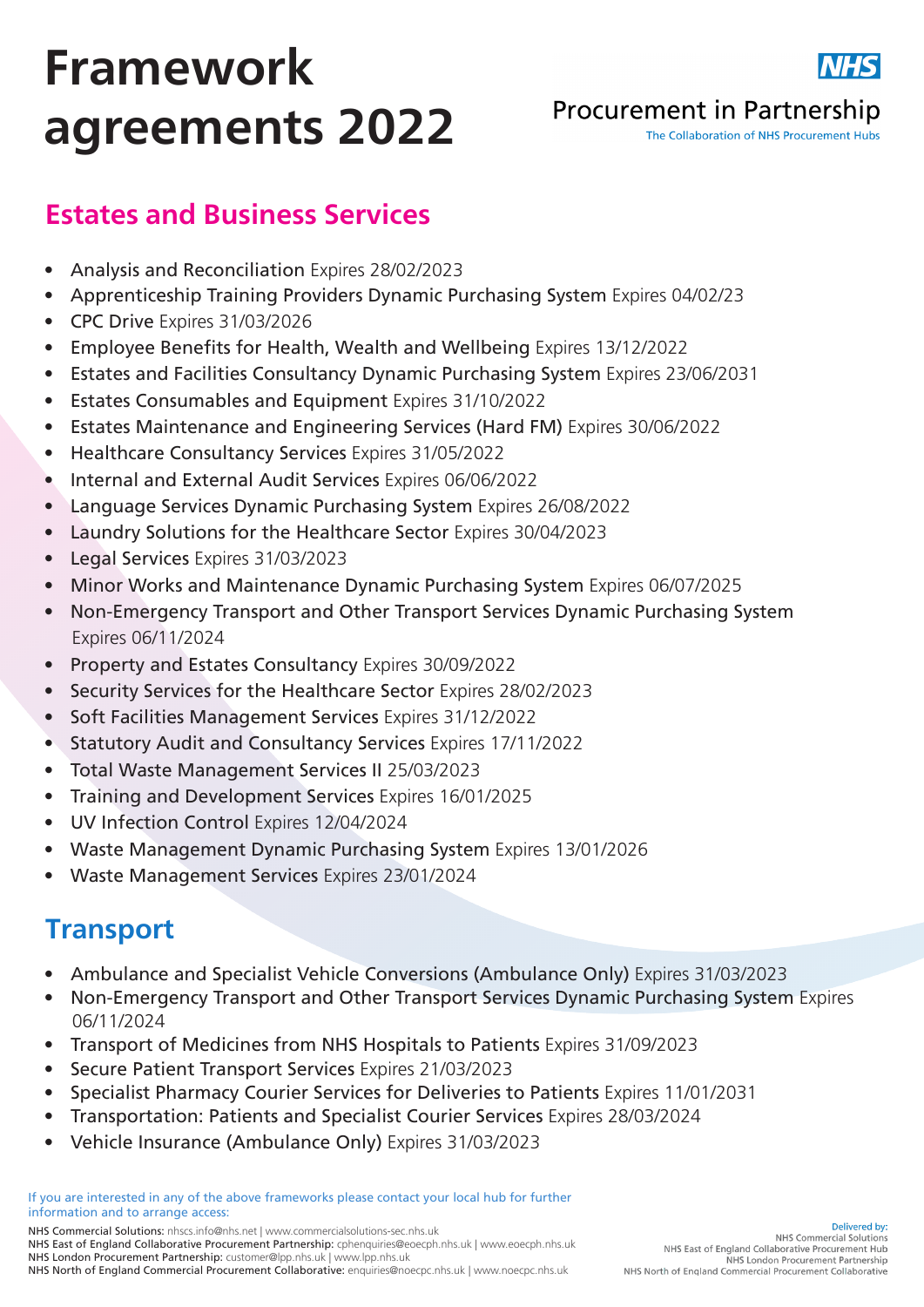# Framework agreements 2022

Procurement in Partnership

The Collaboration of NHS Procurement Hubs

## Estates and Business Services

- **Analysis and Reconciliation** Expires 28/02/2023
- **Apprenticeship Training Providers Dynamic Purchasing System** Expires 04/02/23
- **CPC Drive** Expires 31/03/2026
- **Employee Benefits for Health, Wealth and Wellbeing** Expires 13/12/2022
- **Estates and Facilities Consultancy Dynamic Purchasing System** Expires 23/06/2031
- **Estates Consumables and Equipment** Expires 31/10/2022
- **Estates Maintenance and Engineering Services (Hard FM)** Expires 30/06/2022
- **Healthcare Consultancy Services** Expires 31/05/2022
- **Internal and External Audit Services** Expires 06/06/2022
- **Language Services Dynamic Purchasing System** Expires 26/08/2022
- **Laundry Solutions for the Healthcare Sector** Expires 30/04/2023
- **Legal Services** Expires 31/03/2023
- **Minor Works and Maintenance Dynamic Purchasing System** Expires 06/07/2025
- **Non-Emergency Transport and Other Transport Services Dynamic Purchasing System** Expires 06/11/2024
- **Property and Estates Consultancy** Expires 30/09/2022
- **Security Services for the Healthcare Sector** Expires 28/02/2023
- **Soft Facilities Management Services** Expires 31/12/2022
- **Statutory Audit and Consultancy Services** Expires 17/11/2022
- **Total Waste Management Services II** 25/03/2023
- **Training and Development Services** Expires 16/01/2025
- **UV Infection Control** Expires 12/04/2024
- **Waste Management Dynamic Purchasing System** Expires 13/01/2026
- **Waste Management Services** Expires 23/01/2024

## Transport

- **Ambulance and Specialist Vehicle Conversions (Ambulance Only)** Expires 31/03/2023
- **Non-Emergency Transport and Other Transport Services Dynamic Purchasing System** Expires 06/11/2024
- **Transport of Medicines from NHS Hospitals to Patients** Expires 31/09/2023
- **Secure Patient Transport Services** Expires 21/03/2023
- **Specialist Pharmacy Courier Services for Deliveries to Patients** Expires 11/01/2031
- **Transportation: Patients and Specialist Courier Services** Expires 28/03/2024
- **Vehicle Insurance (Ambulance Only)** Expires 31/03/2023

If you are interested in any of the above frameworks please contact your local hub for further information and to arrange access:

NHS Commercial Solutions: nhscs.info@nhs.net | www.commercialsolutions-sec.nhs.uk
NHS East of England Collaborative Procurement Partnership: cphenquiries@eoecph.nhs.uk | www.eoecph.nhs.uk
NHS London Procurement Partnership: customer@lpp.nhs.uk | www.lpp.nhs.uk
NHS North of England Commercial Procurement Collaborative: enquiries@noecpc.nhs.uk | www.noecpc.nhs.uk

Delivered by:
NHS Commercial Solutions
NHS East of England Collaborative Procurement Hub
NHS London Procurement Partnership
NHS North of England Commercial Procurement Collaborative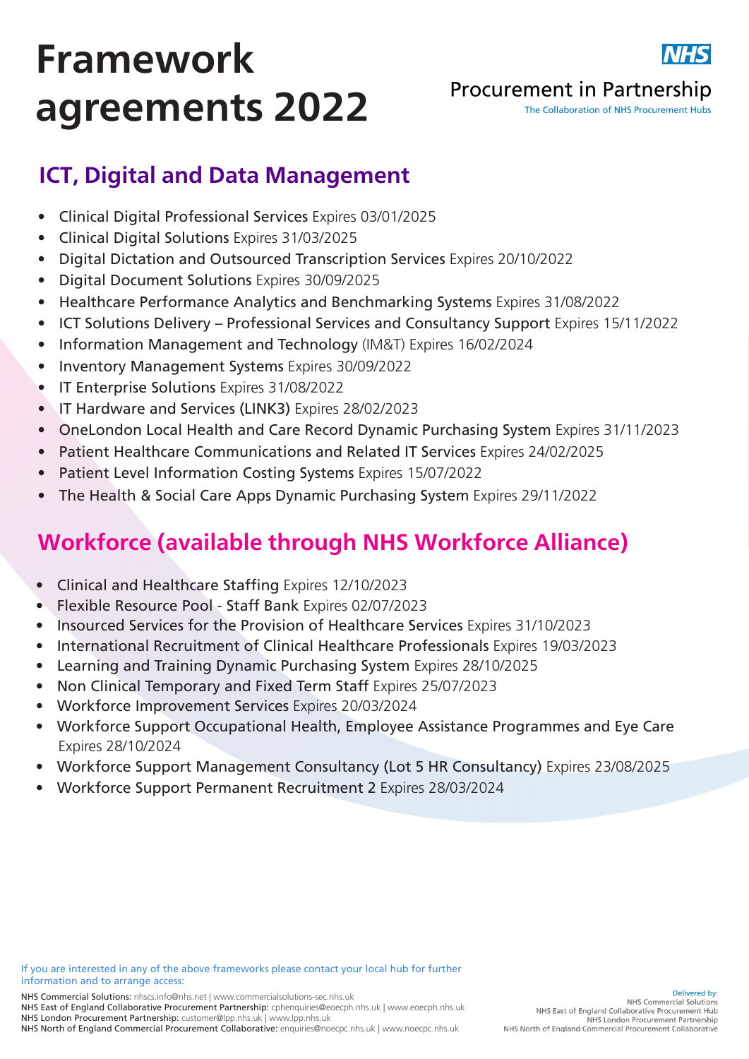# Framework agreements 2022

Procurement in Partnership

The Collaboration of NHS Procurement Hubs

## ICT, Digital and Data Management

- Clinical Digital Professional Services Expires 03/01/2025
- Clinical Digital Solutions Expires 31/03/2025
- Digital Dictation and Outsourced Transcription Services Expires 20/10/2022
- Digital Document Solutions Expires 30/09/2025
- Healthcare Performance Analytics and Benchmarking Systems Expires 31/08/2022
- ICT Solutions Delivery – Professional Services and Consultancy Support Expires 15/11/2022
- Information Management and Technology (IM&T) Expires 16/02/2024
- Inventory Management Systems Expires 30/09/2022
- IT Enterprise Solutions Expires 31/08/2022
- IT Hardware and Services (LINK3) Expires 28/02/2023
- OneLondon Local Health and Care Record Dynamic Purchasing System Expires 31/11/2023
- Patient Healthcare Communications and Related IT Services Expires 24/02/2025
- Patient Level Information Costing Systems Expires 15/07/2022
- The Health & Social Care Apps Dynamic Purchasing System Expires 29/11/2022

## Workforce (available through NHS Workforce Alliance)

- Clinical and Healthcare Staffing Expires 12/10/2023
- Flexible Resource Pool - Staff Bank Expires 02/07/2023
- Insourced Services for the Provision of Healthcare Services Expires 31/10/2023
- International Recruitment of Clinical Healthcare Professionals Expires 19/03/2023
- Learning and Training Dynamic Purchasing System Expires 28/10/2025
- Non Clinical Temporary and Fixed Term Staff Expires 25/07/2023
- Workforce Improvement Services Expires 20/03/2024
- Workforce Support Occupational Health, Employee Assistance Programmes and Eye Care Expires 28/10/2024
- Workforce Support Management Consultancy (Lot 5 HR Consultancy) Expires 23/08/2025
- Workforce Support Permanent Recruitment 2 Expires 28/03/2024

If you are interested in any of the above frameworks please contact your local hub for further information and to arrange access:

NHS Commercial Solutions: nhscs.info@nhs.net | www.commercialsolutions-sec.nhs.uk
NHS East of England Collaborative Procurement Partnership: cphenquiries@eoecph.nhs.uk | www.eoecph.nhs.uk
NHS London Procurement Partnership: customer@lpp.nhs.uk | www.lpp.nhs.uk
NHS North of England Commercial Procurement Collaborative: enquiries@noecpc.nhs.uk | www.noecpc.nhs.uk

Delivered by:
NHS Commercial Solutions
NHS East of England Collaborative Procurement Hub
NHS London Procurement Partnership
NHS North of England Commercial Procurement Collaborative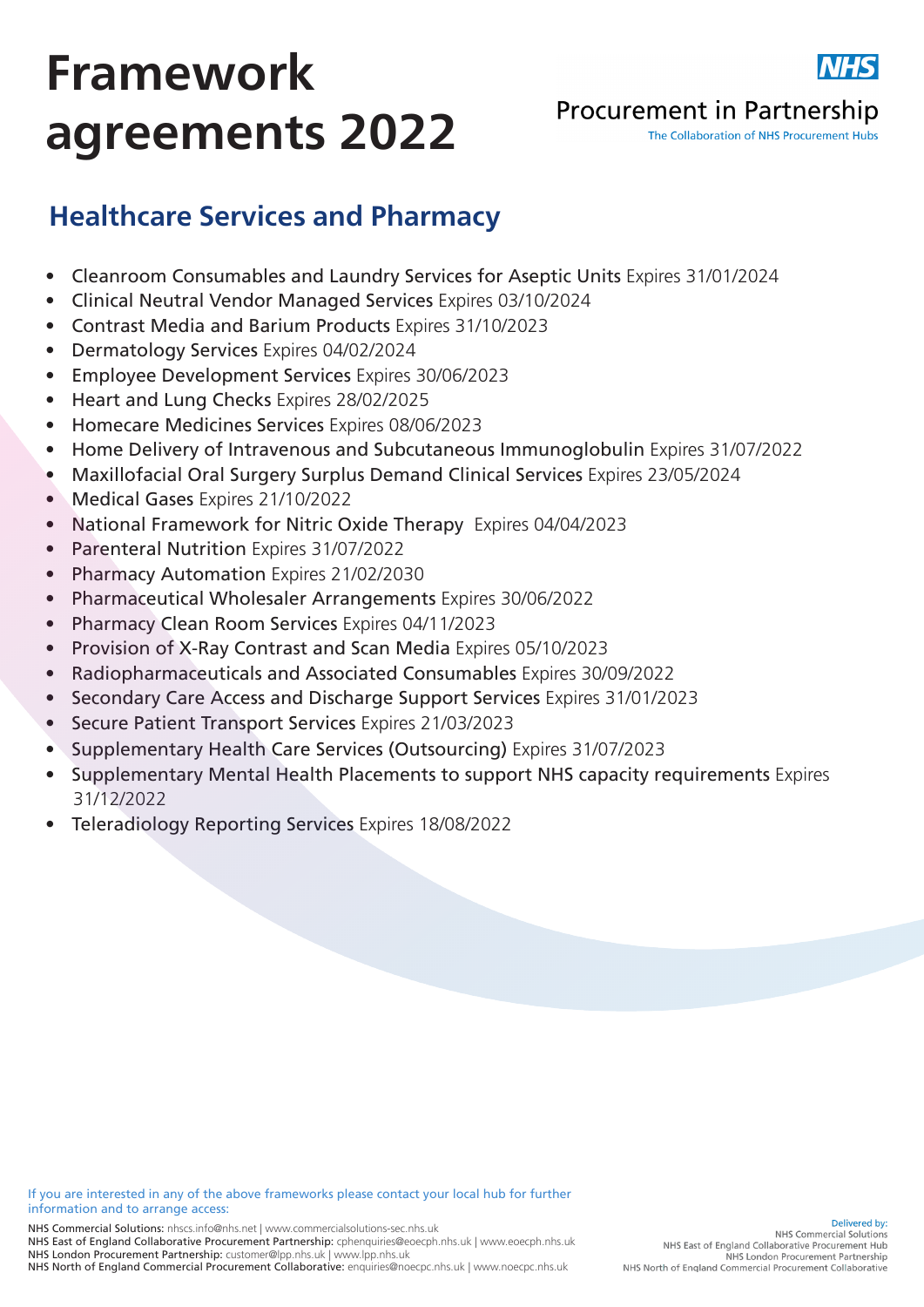# Framework agreements 2022

NHS

Procurement in Partnership

The Collaboration of NHS Procurement Hubs

## Healthcare Services and Pharmacy

- Cleanroom Consumables and Laundry Services for Aseptic Units Expires 31/01/2024
- Clinical Neutral Vendor Managed Services Expires 03/10/2024
- Contrast Media and Barium Products Expires 31/10/2023
- Dermatology Services Expires 04/02/2024
- Employee Development Services Expires 30/06/2023
- Heart and Lung Checks Expires 28/02/2025
- Homecare Medicines Services Expires 08/06/2023
- Home Delivery of Intravenous and Subcutaneous Immunoglobulin Expires 31/07/2022
- Maxillofacial Oral Surgery Surplus Demand Clinical Services Expires 23/05/2024
- Medical Gases Expires 21/10/2022
- National Framework for Nitric Oxide Therapy Expires 04/04/2023
- Parenteral Nutrition Expires 31/07/2022
- Pharmacy Automation Expires 21/02/2030
- Pharmaceutical Wholesaler Arrangements Expires 30/06/2022
- Pharmacy Clean Room Services Expires 04/11/2023
- Provision of X-Ray Contrast and Scan Media Expires 05/10/2023
- Radiopharmaceuticals and Associated Consumables Expires 30/09/2022
- Secondary Care Access and Discharge Support Services Expires 31/01/2023
- Secure Patient Transport Services Expires 21/03/2023
- Supplementary Health Care Services (Outsourcing) Expires 31/07/2023
- Supplementary Mental Health Placements to support NHS capacity requirements Expires 31/12/2022
- Teleradiology Reporting Services Expires 18/08/2022

If you are interested in any of the above frameworks please contact your local hub for further information and to arrange access:

NHS Commercial Solutions: nhscs.info@nhs.net | www.commercialsolutions-sec.nhs.uk
NHS East of England Collaborative Procurement Partnership: cphenquiries@eoecph.nhs.uk | www.eoecph.nhs.uk
NHS London Procurement Partnership: customer@lpp.nhs.uk | www.lpp.nhs.uk
NHS North of England Commercial Procurement Collaborative: enquiries@noecpc.nhs.uk | www.noecpc.nhs.uk

Delivered by:
NHS Commercial Solutions
NHS East of England Collaborative Procurement Hub
NHS London Procurement Partnership
NHS North of England Commercial Procurement Collaborative